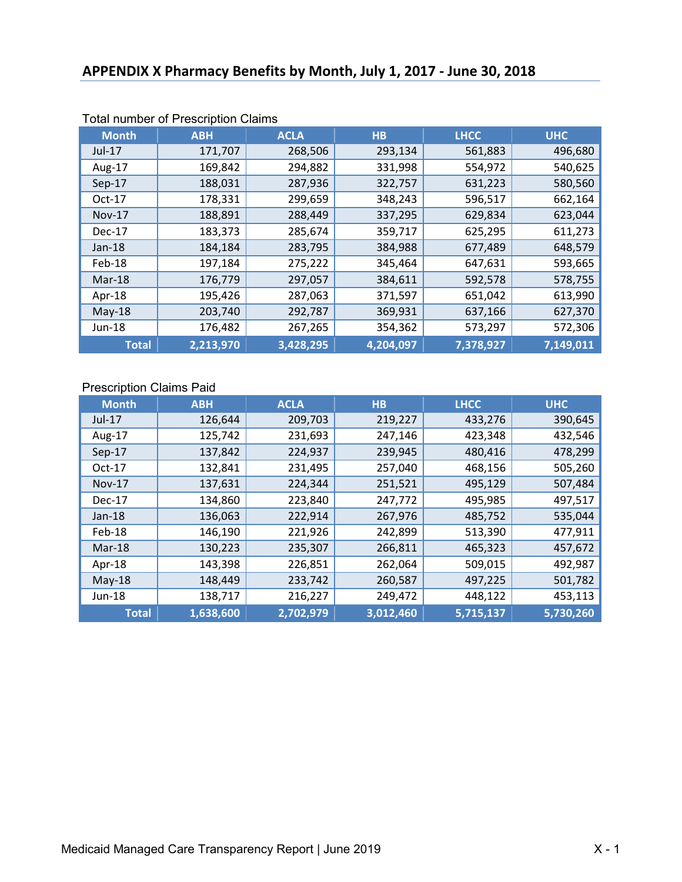## APPENDIX X Pharmacy Benefits by Month, July 1, 2017 - June 30, 2018

Total number of Prescription Claims

| Month | ABH | ACLA | HB | LHCC | UHC |
|---|---|---|---|---|---|
| Jul-17 | 171,707 | 268,506 | 293,134 | 561,883 | 496,680 |
| Aug-17 | 169,842 | 294,882 | 331,998 | 554,972 | 540,625 |
| Sep-17 | 188,031 | 287,936 | 322,757 | 631,223 | 580,560 |
| Oct-17 | 178,331 | 299,659 | 348,243 | 596,517 | 662,164 |
| Nov-17 | 188,891 | 288,449 | 337,295 | 629,834 | 623,044 |
| Dec-17 | 183,373 | 285,674 | 359,717 | 625,295 | 611,273 |
| Jan-18 | 184,184 | 283,795 | 384,988 | 677,489 | 648,579 |
| Feb-18 | 197,184 | 275,222 | 345,464 | 647,631 | 593,665 |
| Mar-18 | 176,779 | 297,057 | 384,611 | 592,578 | 578,755 |
| Apr-18 | 195,426 | 287,063 | 371,597 | 651,042 | 613,990 |
| May-18 | 203,740 | 292,787 | 369,931 | 637,166 | 627,370 |
| Jun-18 | 176,482 | 267,265 | 354,362 | 573,297 | 572,306 |
| **Total** | **2,213,970** | **3,428,295** | **4,204,097** | **7,378,927** | **7,149,011** |

Prescription Claims Paid

| Month | ABH | ACLA | HB | LHCC | UHC |
|---|---|---|---|---|---|
| Jul-17 | 126,644 | 209,703 | 219,227 | 433,276 | 390,645 |
| Aug-17 | 125,742 | 231,693 | 247,146 | 423,348 | 432,546 |
| Sep-17 | 137,842 | 224,937 | 239,945 | 480,416 | 478,299 |
| Oct-17 | 132,841 | 231,495 | 257,040 | 468,156 | 505,260 |
| Nov-17 | 137,631 | 224,344 | 251,521 | 495,129 | 507,484 |
| Dec-17 | 134,860 | 223,840 | 247,772 | 495,985 | 497,517 |
| Jan-18 | 136,063 | 222,914 | 267,976 | 485,752 | 535,044 |
| Feb-18 | 146,190 | 221,926 | 242,899 | 513,390 | 477,911 |
| Mar-18 | 130,223 | 235,307 | 266,811 | 465,323 | 457,672 |
| Apr-18 | 143,398 | 226,851 | 262,064 | 509,015 | 492,987 |
| May-18 | 148,449 | 233,742 | 260,587 | 497,225 | 501,782 |
| Jun-18 | 138,717 | 216,227 | 249,472 | 448,122 | 453,113 |
| **Total** | **1,638,600** | **2,702,979** | **3,012,460** | **5,715,137** | **5,730,260** |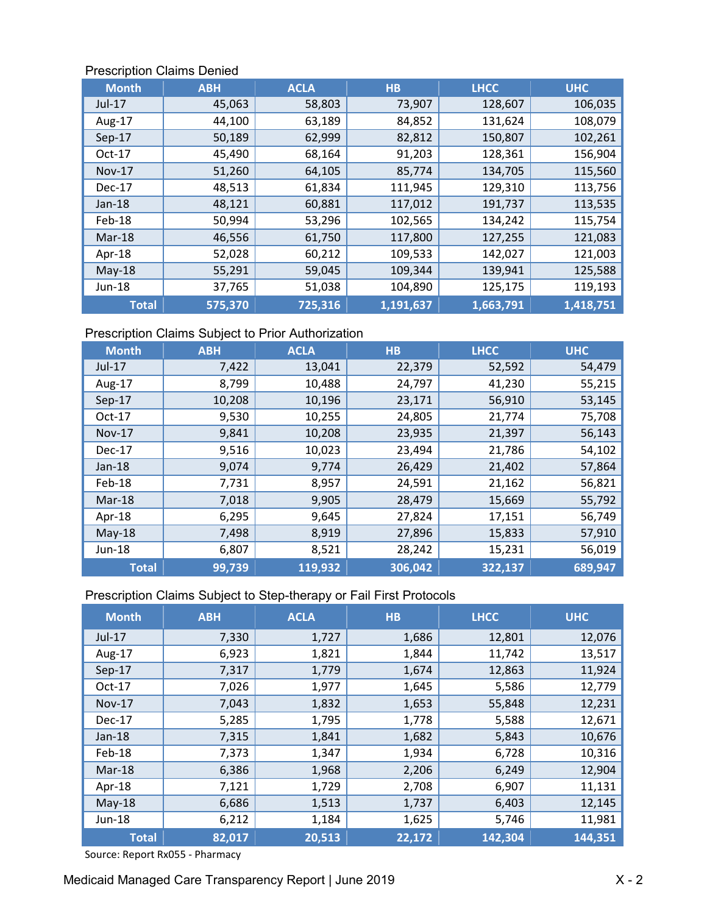Prescription Claims Denied

| Month | ABH | ACLA | HB | LHCC | UHC |
|---|---|---|---|---|---|
| Jul-17 | 45,063 | 58,803 | 73,907 | 128,607 | 106,035 |
| Aug-17 | 44,100 | 63,189 | 84,852 | 131,624 | 108,079 |
| Sep-17 | 50,189 | 62,999 | 82,812 | 150,807 | 102,261 |
| Oct-17 | 45,490 | 68,164 | 91,203 | 128,361 | 156,904 |
| Nov-17 | 51,260 | 64,105 | 85,774 | 134,705 | 115,560 |
| Dec-17 | 48,513 | 61,834 | 111,945 | 129,310 | 113,756 |
| Jan-18 | 48,121 | 60,881 | 117,012 | 191,737 | 113,535 |
| Feb-18 | 50,994 | 53,296 | 102,565 | 134,242 | 115,754 |
| Mar-18 | 46,556 | 61,750 | 117,800 | 127,255 | 121,083 |
| Apr-18 | 52,028 | 60,212 | 109,533 | 142,027 | 121,003 |
| May-18 | 55,291 | 59,045 | 109,344 | 139,941 | 125,588 |
| Jun-18 | 37,765 | 51,038 | 104,890 | 125,175 | 119,193 |
| **Total** | **575,370** | **725,316** | **1,191,637** | **1,663,791** | **1,418,751** |

Prescription Claims Subject to Prior Authorization

| Month | ABH | ACLA | HB | LHCC | UHC |
|---|---|---|---|---|---|
| Jul-17 | 7,422 | 13,041 | 22,379 | 52,592 | 54,479 |
| Aug-17 | 8,799 | 10,488 | 24,797 | 41,230 | 55,215 |
| Sep-17 | 10,208 | 10,196 | 23,171 | 56,910 | 53,145 |
| Oct-17 | 9,530 | 10,255 | 24,805 | 21,774 | 75,708 |
| Nov-17 | 9,841 | 10,208 | 23,935 | 21,397 | 56,143 |
| Dec-17 | 9,516 | 10,023 | 23,494 | 21,786 | 54,102 |
| Jan-18 | 9,074 | 9,774 | 26,429 | 21,402 | 57,864 |
| Feb-18 | 7,731 | 8,957 | 24,591 | 21,162 | 56,821 |
| Mar-18 | 7,018 | 9,905 | 28,479 | 15,669 | 55,792 |
| Apr-18 | 6,295 | 9,645 | 27,824 | 17,151 | 56,749 |
| May-18 | 7,498 | 8,919 | 27,896 | 15,833 | 57,910 |
| Jun-18 | 6,807 | 8,521 | 28,242 | 15,231 | 56,019 |
| **Total** | **99,739** | **119,932** | **306,042** | **322,137** | **689,947** |

Prescription Claims Subject to Step-therapy or Fail First Protocols

| Month | ABH | ACLA | HB | LHCC | UHC |
|---|---|---|---|---|---|
| Jul-17 | 7,330 | 1,727 | 1,686 | 12,801 | 12,076 |
| Aug-17 | 6,923 | 1,821 | 1,844 | 11,742 | 13,517 |
| Sep-17 | 7,317 | 1,779 | 1,674 | 12,863 | 11,924 |
| Oct-17 | 7,026 | 1,977 | 1,645 | 5,586 | 12,779 |
| Nov-17 | 7,043 | 1,832 | 1,653 | 55,848 | 12,231 |
| Dec-17 | 5,285 | 1,795 | 1,778 | 5,588 | 12,671 |
| Jan-18 | 7,315 | 1,841 | 1,682 | 5,843 | 10,676 |
| Feb-18 | 7,373 | 1,347 | 1,934 | 6,728 | 10,316 |
| Mar-18 | 6,386 | 1,968 | 2,206 | 6,249 | 12,904 |
| Apr-18 | 7,121 | 1,729 | 2,708 | 6,907 | 11,131 |
| May-18 | 6,686 | 1,513 | 1,737 | 6,403 | 12,145 |
| Jun-18 | 6,212 | 1,184 | 1,625 | 5,746 | 11,981 |
| **Total** | **82,017** | **20,513** | **22,172** | **142,304** | **144,351** |

Source: Report Rx055 - Pharmacy